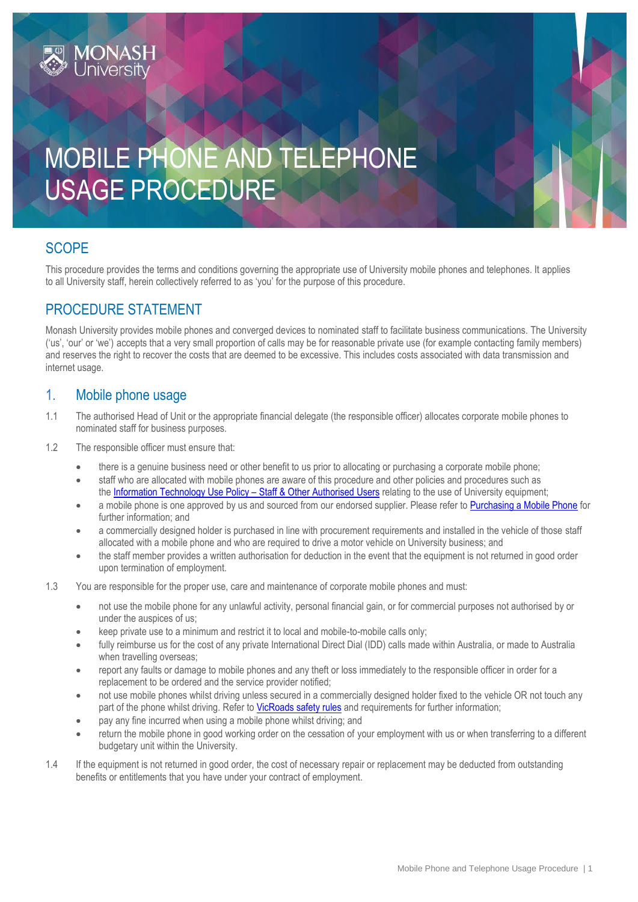# MOBILE PHONE AND TELEPHONE USAGE PROCEDURE

## SCOPE

This procedure provides the terms and conditions governing the appropriate use of University mobile phones and telephones. It applies to all University staff, herein collectively referred to as 'you' for the purpose of this procedure.

## PROCEDURE STATEMENT

Monash University provides mobile phones and converged devices to nominated staff to facilitate business communications. The University ('us', 'our' or 'we') accepts that a very small proportion of calls may be for reasonable private use (for example contacting family members) and reserves the right to recover the costs that are deemed to be excessive. This includes costs associated with data transmission and internet usage.

## 1. Mobile phone usage

1.1 The authorised Head of Unit or the appropriate financial delegate (the responsible officer) allocates corporate mobile phones to nominated staff for business purposes.

1.2 The responsible officer must ensure that:

- there is a genuine business need or other benefit to us prior to allocating or purchasing a corporate mobile phone;
- staff who are allocated with mobile phones are aware of this procedure and other policies and procedures such as the Information Technology Use Policy – Staff & Other Authorised Users relating to the use of University equipment;
- a mobile phone is one approved by us and sourced from our endorsed supplier. Please refer to Purchasing a Mobile Phone for further information; and
- a commercially designed holder is purchased in line with procurement requirements and installed in the vehicle of those staff allocated with a mobile phone and who are required to drive a motor vehicle on University business; and
- the staff member provides a written authorisation for deduction in the event that the equipment is not returned in good order upon termination of employment.

1.3 You are responsible for the proper use, care and maintenance of corporate mobile phones and must:

- not use the mobile phone for any unlawful activity, personal financial gain, or for commercial purposes not authorised by or under the auspices of us;
- keep private use to a minimum and restrict it to local and mobile-to-mobile calls only;
- fully reimburse us for the cost of any private International Direct Dial (IDD) calls made within Australia, or made to Australia when travelling overseas;
- report any faults or damage to mobile phones and any theft or loss immediately to the responsible officer in order for a replacement to be ordered and the service provider notified;
- not use mobile phones whilst driving unless secured in a commercially designed holder fixed to the vehicle OR not touch any part of the phone whilst driving. Refer to VicRoads safety rules and requirements for further information;
- pay any fine incurred when using a mobile phone whilst driving; and
- return the mobile phone in good working order on the cessation of your employment with us or when transferring to a different budgetary unit within the University.

1.4 If the equipment is not returned in good order, the cost of necessary repair or replacement may be deducted from outstanding benefits or entitlements that you have under your contract of employment.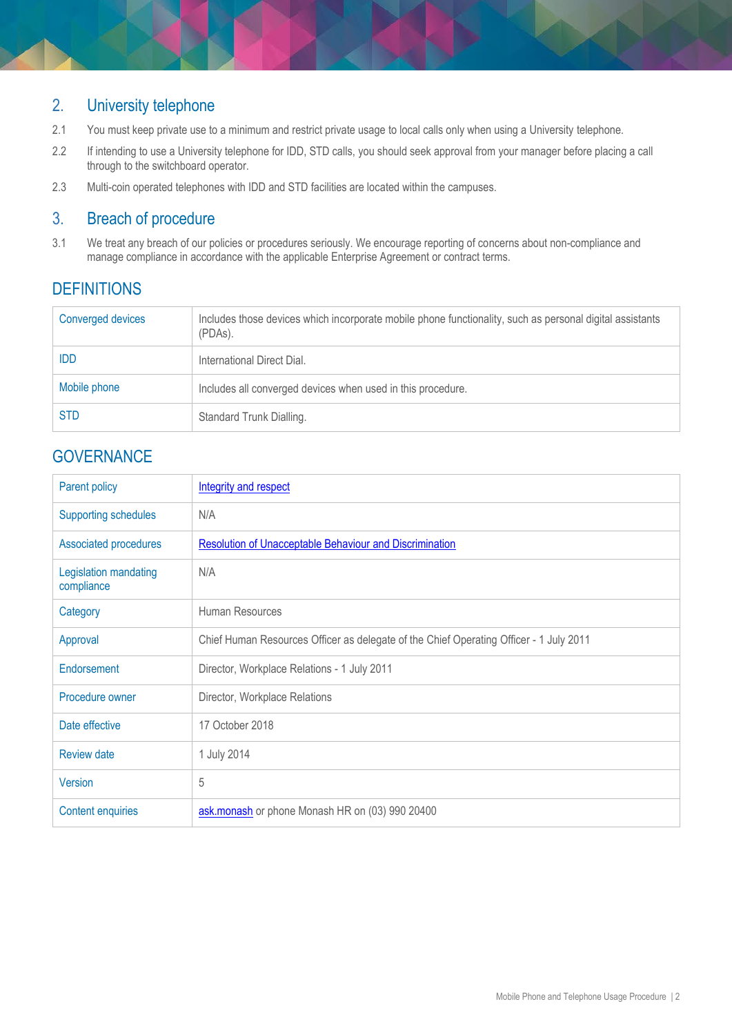## 2. University telephone

2.1 You must keep private use to a minimum and restrict private usage to local calls only when using a University telephone.

2.2 If intending to use a University telephone for IDD, STD calls, you should seek approval from your manager before placing a call through to the switchboard operator.

2.3 Multi-coin operated telephones with IDD and STD facilities are located within the campuses.

## 3. Breach of procedure

3.1 We treat any breach of our policies or procedures seriously. We encourage reporting of concerns about non-compliance and manage compliance in accordance with the applicable Enterprise Agreement or contract terms.

# DEFINITIONS

| | |
|---|---|
| Converged devices | Includes those devices which incorporate mobile phone functionality, such as personal digital assistants (PDAs). |
| IDD | International Direct Dial. |
| Mobile phone | Includes all converged devices when used in this procedure. |
| STD | Standard Trunk Dialling. |

# GOVERNANCE

| | |
|---|---|
| Parent policy | Integrity and respect |
| Supporting schedules | N/A |
| Associated procedures | Resolution of Unacceptable Behaviour and Discrimination |
| Legislation mandating compliance | N/A |
| Category | Human Resources |
| Approval | Chief Human Resources Officer as delegate of the Chief Operating Officer - 1 July 2011 |
| Endorsement | Director, Workplace Relations - 1 July 2011 |
| Procedure owner | Director, Workplace Relations |
| Date effective | 17 October 2018 |
| Review date | 1 July 2014 |
| Version | 5 |
| Content enquiries | ask.monash or phone Monash HR on (03) 990 20400 |